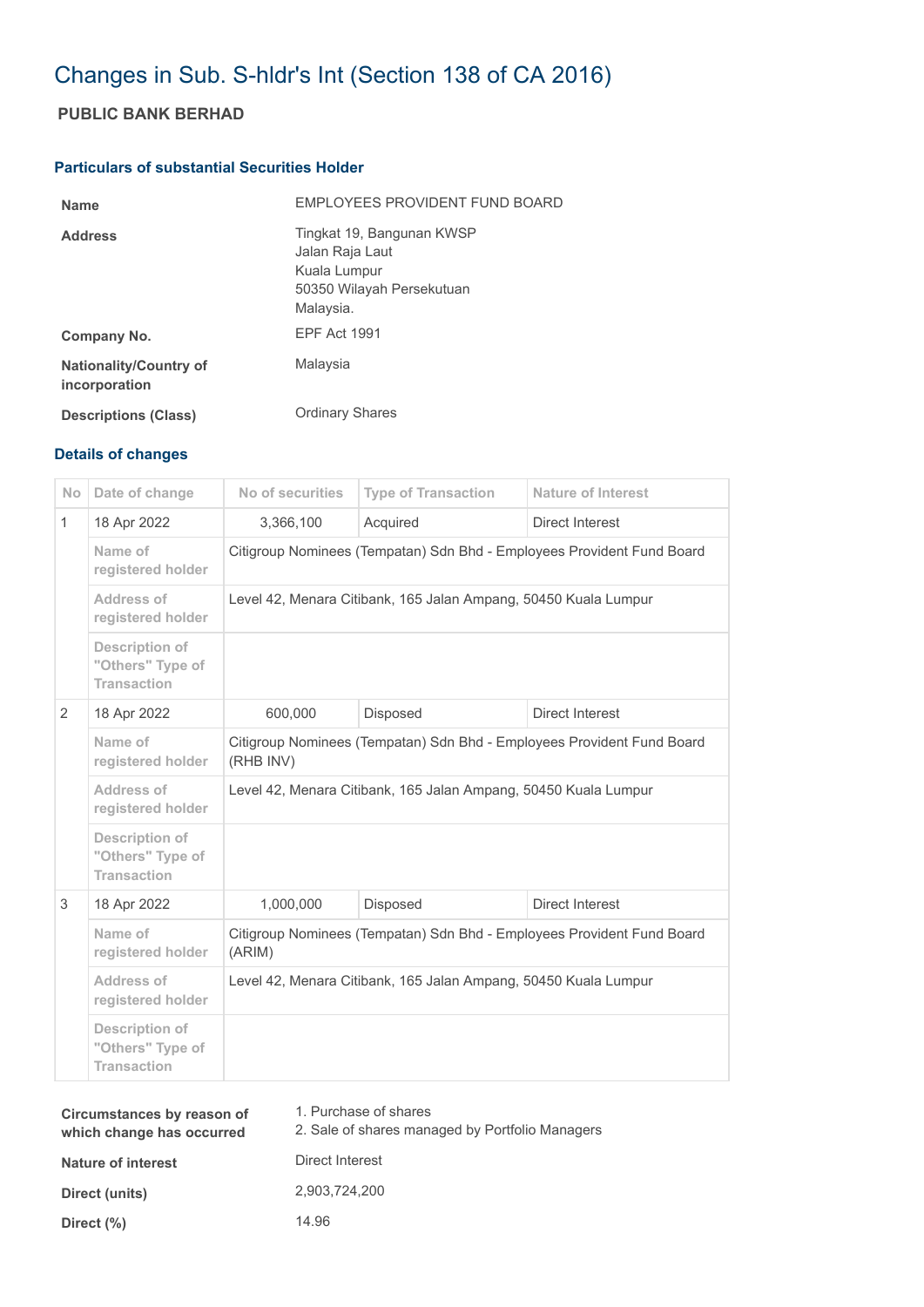# Changes in Sub. S-hldr's Int (Section 138 of CA 2016)

## PUBLIC BANK BERHAD

### Particulars of substantial Securities Holder

| | |
|---|---|
| **Name** | EMPLOYEES PROVIDENT FUND BOARD |
| **Address** | Tingkat 19, Bangunan KWSP<br>Jalan Raja Laut<br>Kuala Lumpur<br>50350 Wilayah Persekutuan<br>Malaysia. |
| **Company No.** | EPF Act 1991 |
| **Nationality/Country of incorporation** | Malaysia |
| **Descriptions (Class)** | Ordinary Shares |

### Details of changes

| No | Date of change | No of securities | Type of Transaction | Nature of Interest |
|---|---|---|---|---|
| 1 | 18 Apr 2022 | 3,366,100 | Acquired | Direct Interest |
| | Name of registered holder | Citigroup Nominees (Tempatan) Sdn Bhd - Employees Provident Fund Board | | |
| | Address of registered holder | Level 42, Menara Citibank, 165 Jalan Ampang, 50450 Kuala Lumpur | | |
| | Description of "Others" Type of Transaction | | | |
| 2 | 18 Apr 2022 | 600,000 | Disposed | Direct Interest |
| | Name of registered holder | Citigroup Nominees (Tempatan) Sdn Bhd - Employees Provident Fund Board (RHB INV) | | |
| | Address of registered holder | Level 42, Menara Citibank, 165 Jalan Ampang, 50450 Kuala Lumpur | | |
| | Description of "Others" Type of Transaction | | | |
| 3 | 18 Apr 2022 | 1,000,000 | Disposed | Direct Interest |
| | Name of registered holder | Citigroup Nominees (Tempatan) Sdn Bhd - Employees Provident Fund Board (ARIM) | | |
| | Address of registered holder | Level 42, Menara Citibank, 165 Jalan Ampang, 50450 Kuala Lumpur | | |
| | Description of "Others" Type of Transaction | | | |

| | |
|---|---|
| **Circumstances by reason of which change has occurred** | 1. Purchase of shares<br>2. Sale of shares managed by Portfolio Managers |
| **Nature of interest** | Direct Interest |
| **Direct (units)** | 2,903,724,200 |
| **Direct (%)** | 14.96 |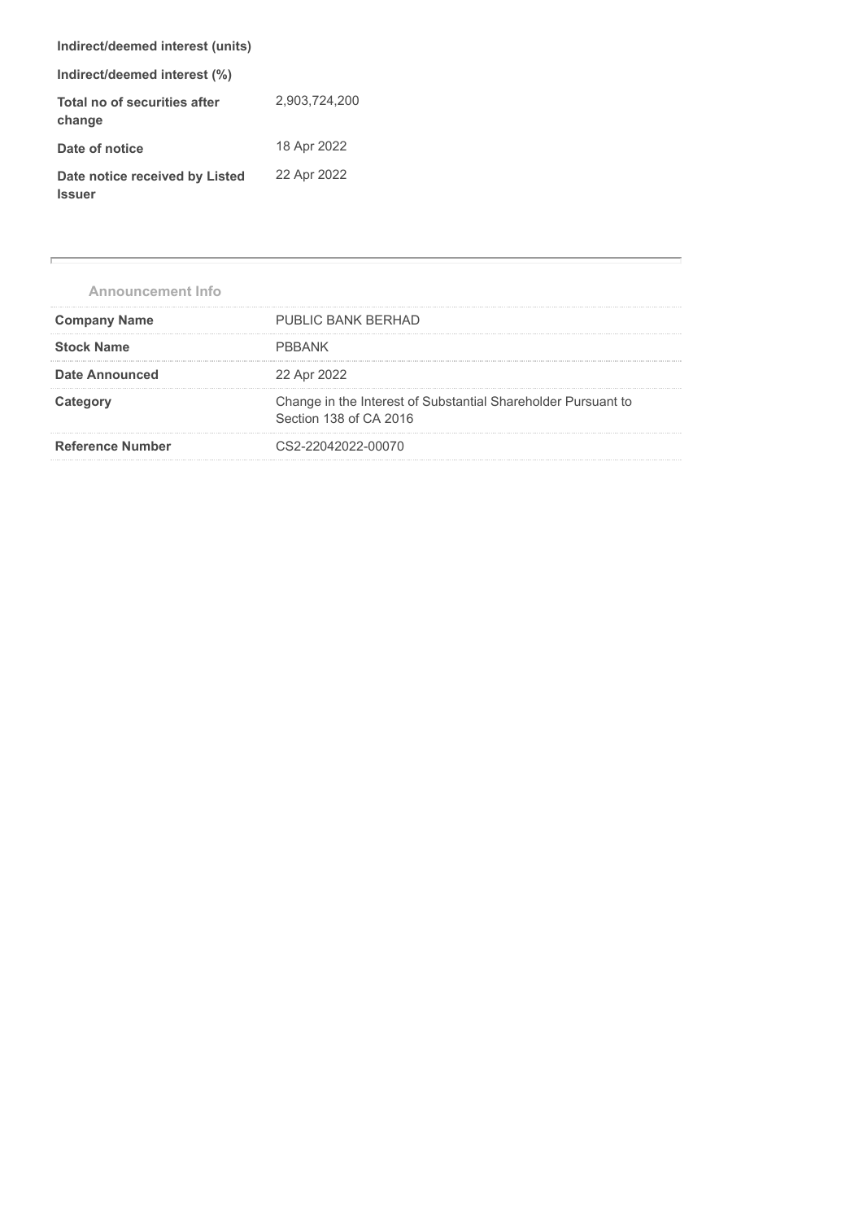| | |
|---|---|
| **Indirect/deemed interest (units)** | |
| **Indirect/deemed interest (%)** | |
| **Total no of securities after change** | 2,903,724,200 |
| **Date of notice** | 18 Apr 2022 |
| **Date notice received by Listed Issuer** | 22 Apr 2022 |

### Announcement Info

| | |
|---|---|
| **Company Name** | PUBLIC BANK BERHAD |
| **Stock Name** | PBBANK |
| **Date Announced** | 22 Apr 2022 |
| **Category** | Change in the Interest of Substantial Shareholder Pursuant to Section 138 of CA 2016 |
| **Reference Number** | CS2-22042022-00070 |